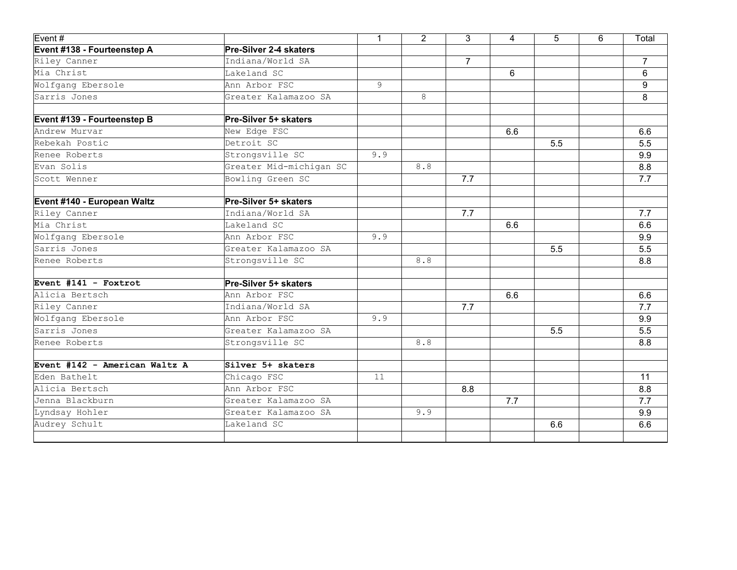| Event # | | 1 | 2 | 3 | 4 | 5 | 6 | Total |
|---|---|---|---|---|---|---|---|---|
| **Event #138 - Fourteenstep A** | **Pre-Silver 2-4 skaters** | | | | | | | |
| Riley Canner | Indiana/World SA | | | 7 | | | | 7 |
| Mia Christ | Lakeland SC | | | | 6 | | | 6 |
| Wolfgang Ebersole | Ann Arbor FSC | 9 | | | | | | 9 |
| Sarris Jones | Greater Kalamazoo SA | | 8 | | | | | 8 |
| | | | | | | | | |
| **Event #139 - Fourteenstep B** | **Pre-Silver 5+ skaters** | | | | | | | |
| Andrew Murvar | New Edge FSC | | | | 6.6 | | | 6.6 |
| Rebekah Postic | Detroit SC | | | | | 5.5 | | 5.5 |
| Renee Roberts | Strongsville SC | 9.9 | | | | | | 9.9 |
| Evan Solis | Greater Mid-michigan SC | | 8.8 | | | | | 8.8 |
| Scott Wenner | Bowling Green SC | | | 7.7 | | | | 7.7 |
| | | | | | | | | |
| **Event #140 - European Waltz** | **Pre-Silver 5+ skaters** | | | | | | | |
| Riley Canner | Indiana/World SA | | | 7.7 | | | | 7.7 |
| Mia Christ | Lakeland SC | | | | 6.6 | | | 6.6 |
| Wolfgang Ebersole | Ann Arbor FSC | 9.9 | | | | | | 9.9 |
| Sarris Jones | Greater Kalamazoo SA | | | | | 5.5 | | 5.5 |
| Renee Roberts | Strongsville SC | | 8.8 | | | | | 8.8 |
| | | | | | | | | |
| **Event #141 - Foxtrot** | **Pre-Silver 5+ skaters** | | | | | | | |
| Alicia Bertsch | Ann Arbor FSC | | | | 6.6 | | | 6.6 |
| Riley Canner | Indiana/World SA | | | 7.7 | | | | 7.7 |
| Wolfgang Ebersole | Ann Arbor FSC | 9.9 | | | | | | 9.9 |
| Sarris Jones | Greater Kalamazoo SA | | | | | 5.5 | | 5.5 |
| Renee Roberts | Strongsville SC | | 8.8 | | | | | 8.8 |
| | | | | | | | | |
| **Event #142 - American Waltz A** | **Silver 5+ skaters** | | | | | | | |
| Eden Bathelt | Chicago FSC | 11 | | | | | | 11 |
| Alicia Bertsch | Ann Arbor FSC | | | 8.8 | | | | 8.8 |
| Jenna Blackburn | Greater Kalamazoo SA | | | | 7.7 | | | 7.7 |
| Lyndsay Hohler | Greater Kalamazoo SA | | 9.9 | | | | | 9.9 |
| Audrey Schult | Lakeland SC | | | | | 6.6 | | 6.6 |
| | | | | | | | | |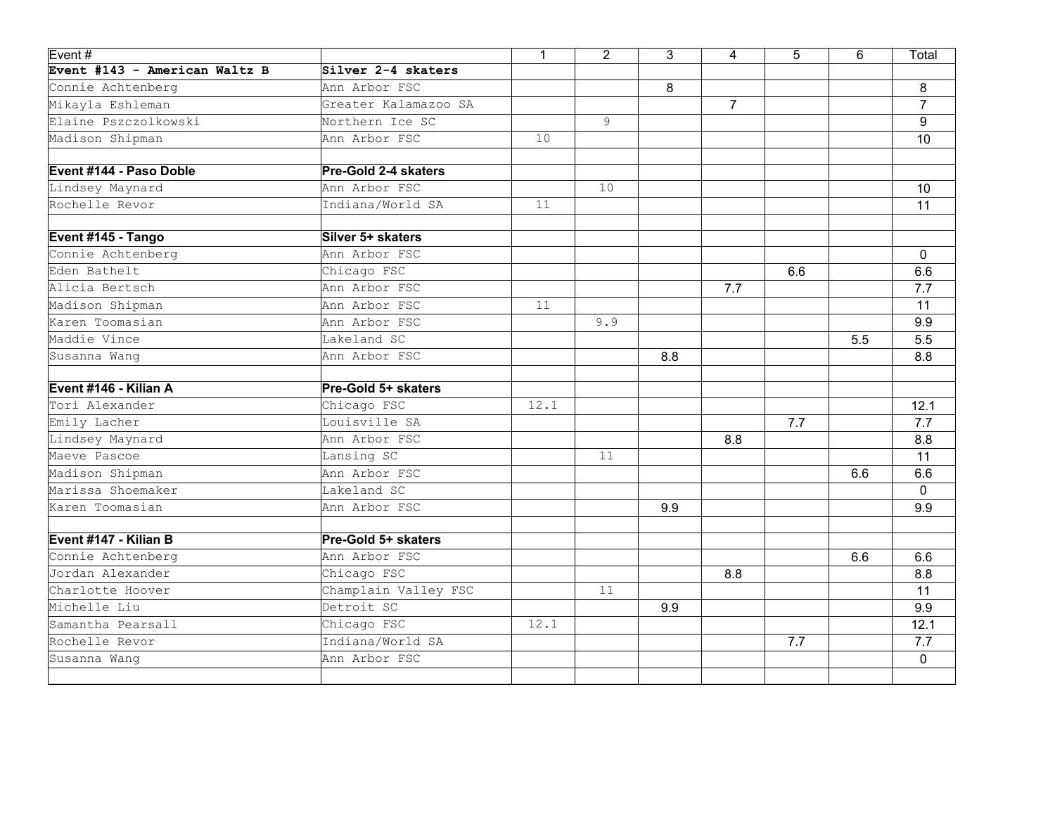| Event # | | 1 | 2 | 3 | 4 | 5 | 6 | Total |
|---|---|---|---|---|---|---|---|---|
| **Event #143 - American Waltz B** | **Silver 2-4 skaters** | | | | | | | |
| Connie Achtenberg | Ann Arbor FSC | | | 8 | | | | 8 |
| Mikayla Eshleman | Greater Kalamazoo SA | | | | 7 | | | 7 |
| Elaine Pszczolkowski | Northern Ice SC | | 9 | | | | | 9 |
| Madison Shipman | Ann Arbor FSC | 10 | | | | | | 10 |
| | | | | | | | | |
| **Event #144 - Paso Doble** | **Pre-Gold 2-4 skaters** | | | | | | | |
| Lindsey Maynard | Ann Arbor FSC | | 10 | | | | | 10 |
| Rochelle Revor | Indiana/World SA | 11 | | | | | | 11 |
| | | | | | | | | |
| **Event #145 - Tango** | **Silver 5+ skaters** | | | | | | | |
| Connie Achtenberg | Ann Arbor FSC | | | | | | | 0 |
| Eden Bathelt | Chicago FSC | | | | | 6.6 | | 6.6 |
| Alicia Bertsch | Ann Arbor FSC | | | | 7.7 | | | 7.7 |
| Madison Shipman | Ann Arbor FSC | 11 | | | | | | 11 |
| Karen Toomasian | Ann Arbor FSC | | 9.9 | | | | | 9.9 |
| Maddie Vince | Lakeland SC | | | | | | 5.5 | 5.5 |
| Susanna Wang | Ann Arbor FSC | | | 8.8 | | | | 8.8 |
| | | | | | | | | |
| **Event #146 - Kilian A** | **Pre-Gold 5+ skaters** | | | | | | | |
| Tori Alexander | Chicago FSC | 12.1 | | | | | | 12.1 |
| Emily Lacher | Louisville SA | | | | | 7.7 | | 7.7 |
| Lindsey Maynard | Ann Arbor FSC | | | | 8.8 | | | 8.8 |
| Maeve Pascoe | Lansing SC | | 11 | | | | | 11 |
| Madison Shipman | Ann Arbor FSC | | | | | | 6.6 | 6.6 |
| Marissa Shoemaker | Lakeland SC | | | | | | | 0 |
| Karen Toomasian | Ann Arbor FSC | | | 9.9 | | | | 9.9 |
| | | | | | | | | |
| **Event #147 - Kilian B** | **Pre-Gold 5+ skaters** | | | | | | | |
| Connie Achtenberg | Ann Arbor FSC | | | | | | 6.6 | 6.6 |
| Jordan Alexander | Chicago FSC | | | | 8.8 | | | 8.8 |
| Charlotte Hoover | Champlain Valley FSC | | 11 | | | | | 11 |
| Michelle Liu | Detroit SC | | | 9.9 | | | | 9.9 |
| Samantha Pearsall | Chicago FSC | 12.1 | | | | | | 12.1 |
| Rochelle Revor | Indiana/World SA | | | | | 7.7 | | 7.7 |
| Susanna Wang | Ann Arbor FSC | | | | | | | 0 |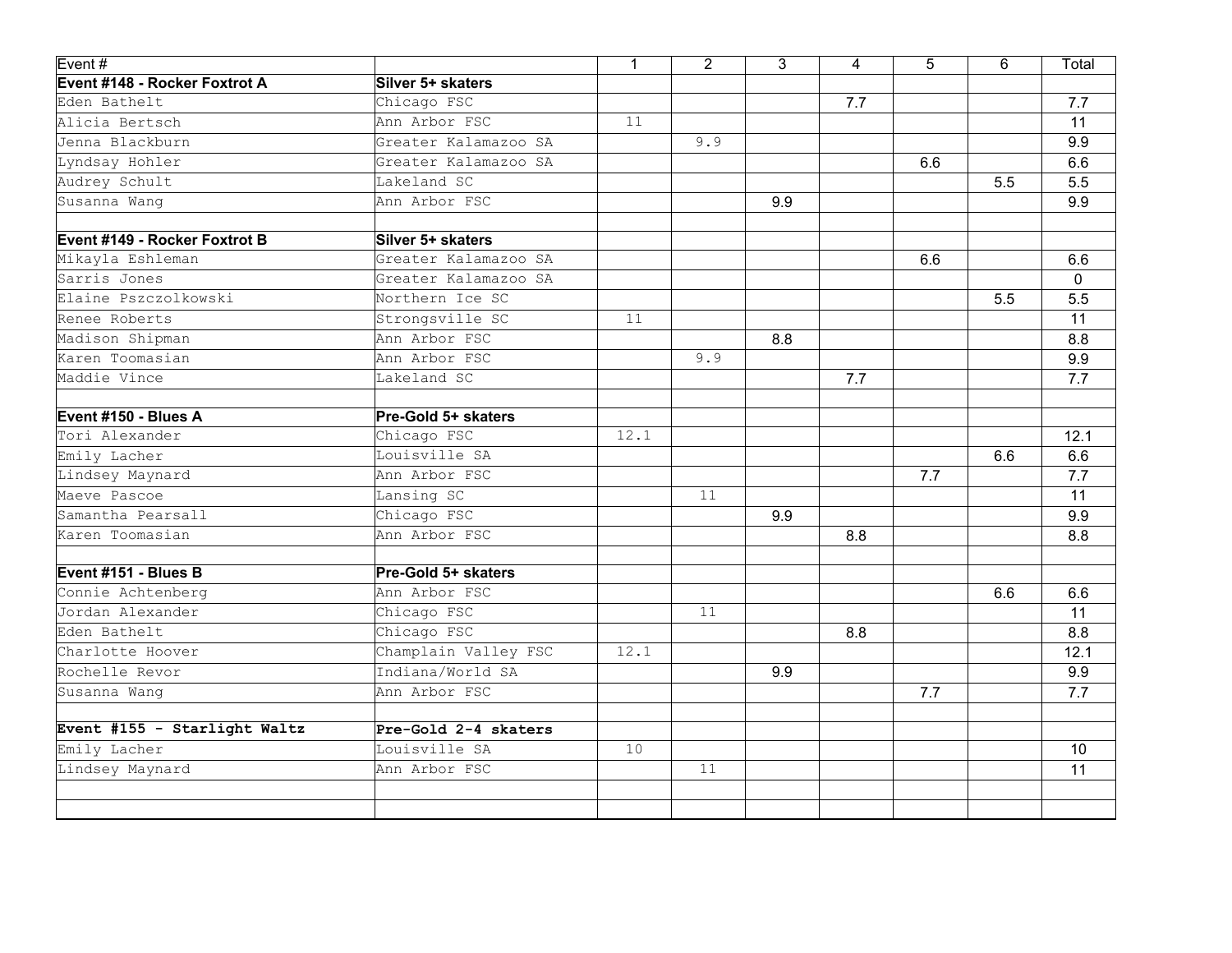| Event # | | 1 | 2 | 3 | 4 | 5 | 6 | Total |
|---|---|---|---|---|---|---|---|---|
| **Event #148 - Rocker Foxtrot A** | **Silver 5+ skaters** | | | | | | | |
| Eden Bathelt | Chicago FSC | | | | 7.7 | | | 7.7 |
| Alicia Bertsch | Ann Arbor FSC | 11 | | | | | | 11 |
| Jenna Blackburn | Greater Kalamazoo SA | | 9.9 | | | | | 9.9 |
| Lyndsay Hohler | Greater Kalamazoo SA | | | | | 6.6 | | 6.6 |
| Audrey Schult | Lakeland SC | | | | | | 5.5 | 5.5 |
| Susanna Wang | Ann Arbor FSC | | | 9.9 | | | | 9.9 |
| | | | | | | | | |
| **Event #149 - Rocker Foxtrot B** | **Silver 5+ skaters** | | | | | | | |
| Mikayla Eshleman | Greater Kalamazoo SA | | | | | 6.6 | | 6.6 |
| Sarris Jones | Greater Kalamazoo SA | | | | | | | 0 |
| Elaine Pszczolkowski | Northern Ice SC | | | | | | 5.5 | 5.5 |
| Renee Roberts | Strongsville SC | 11 | | | | | | 11 |
| Madison Shipman | Ann Arbor FSC | | | 8.8 | | | | 8.8 |
| Karen Toomasian | Ann Arbor FSC | | 9.9 | | | | | 9.9 |
| Maddie Vince | Lakeland SC | | | | 7.7 | | | 7.7 |
| | | | | | | | | |
| **Event #150 - Blues A** | **Pre-Gold 5+ skaters** | | | | | | | |
| Tori Alexander | Chicago FSC | 12.1 | | | | | | 12.1 |
| Emily Lacher | Louisville SA | | | | | | 6.6 | 6.6 |
| Lindsey Maynard | Ann Arbor FSC | | | | | 7.7 | | 7.7 |
| Maeve Pascoe | Lansing SC | | 11 | | | | | 11 |
| Samantha Pearsall | Chicago FSC | | | 9.9 | | | | 9.9 |
| Karen Toomasian | Ann Arbor FSC | | | | 8.8 | | | 8.8 |
| | | | | | | | | |
| **Event #151 - Blues B** | **Pre-Gold 5+ skaters** | | | | | | | |
| Connie Achtenberg | Ann Arbor FSC | | | | | | 6.6 | 6.6 |
| Jordan Alexander | Chicago FSC | | 11 | | | | | 11 |
| Eden Bathelt | Chicago FSC | | | | 8.8 | | | 8.8 |
| Charlotte Hoover | Champlain Valley FSC | 12.1 | | | | | | 12.1 |
| Rochelle Revor | Indiana/World SA | | | 9.9 | | | | 9.9 |
| Susanna Wang | Ann Arbor FSC | | | | | 7.7 | | 7.7 |
| | | | | | | | | |
| **Event #155 - Starlight Waltz** | **Pre-Gold 2-4 skaters** | | | | | | | |
| Emily Lacher | Louisville SA | 10 | | | | | | 10 |
| Lindsey Maynard | Ann Arbor FSC | | 11 | | | | | 11 |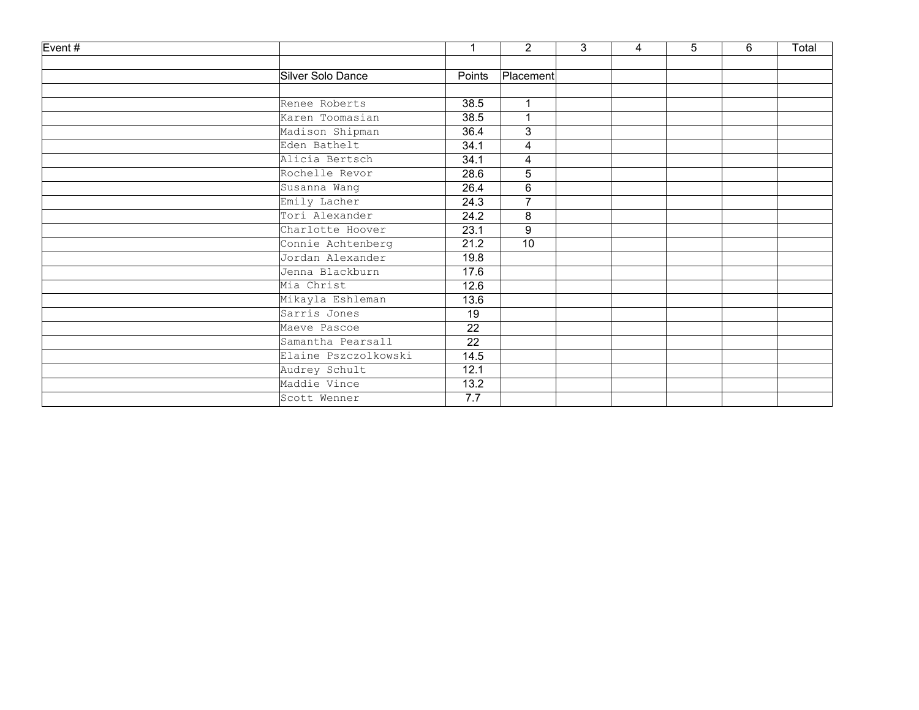| Event # | | 1 | 2 | 3 | 4 | 5 | 6 | Total |
|---|---|---|---|---|---|---|---|---|
| | | | | | | | | |
| | Silver Solo Dance | Points | Placement | | | | | |
| | | | | | | | | |
| | Renee Roberts | 38.5 | 1 | | | | | |
| | Karen Toomasian | 38.5 | 1 | | | | | |
| | Madison Shipman | 36.4 | 3 | | | | | |
| | Eden Bathelt | 34.1 | 4 | | | | | |
| | Alicia Bertsch | 34.1 | 4 | | | | | |
| | Rochelle Revor | 28.6 | 5 | | | | | |
| | Susanna Wang | 26.4 | 6 | | | | | |
| | Emily Lacher | 24.3 | 7 | | | | | |
| | Tori Alexander | 24.2 | 8 | | | | | |
| | Charlotte Hoover | 23.1 | 9 | | | | | |
| | Connie Achtenberg | 21.2 | 10 | | | | | |
| | Jordan Alexander | 19.8 | | | | | | |
| | Jenna Blackburn | 17.6 | | | | | | |
| | Mia Christ | 12.6 | | | | | | |
| | Mikayla Eshleman | 13.6 | | | | | | |
| | Sarris Jones | 19 | | | | | | |
| | Maeve Pascoe | 22 | | | | | | |
| | Samantha Pearsall | 22 | | | | | | |
| | Elaine Pszczolkowski | 14.5 | | | | | | |
| | Audrey Schult | 12.1 | | | | | | |
| | Maddie Vince | 13.2 | | | | | | |
| | Scott Wenner | 7.7 | | | | | | |